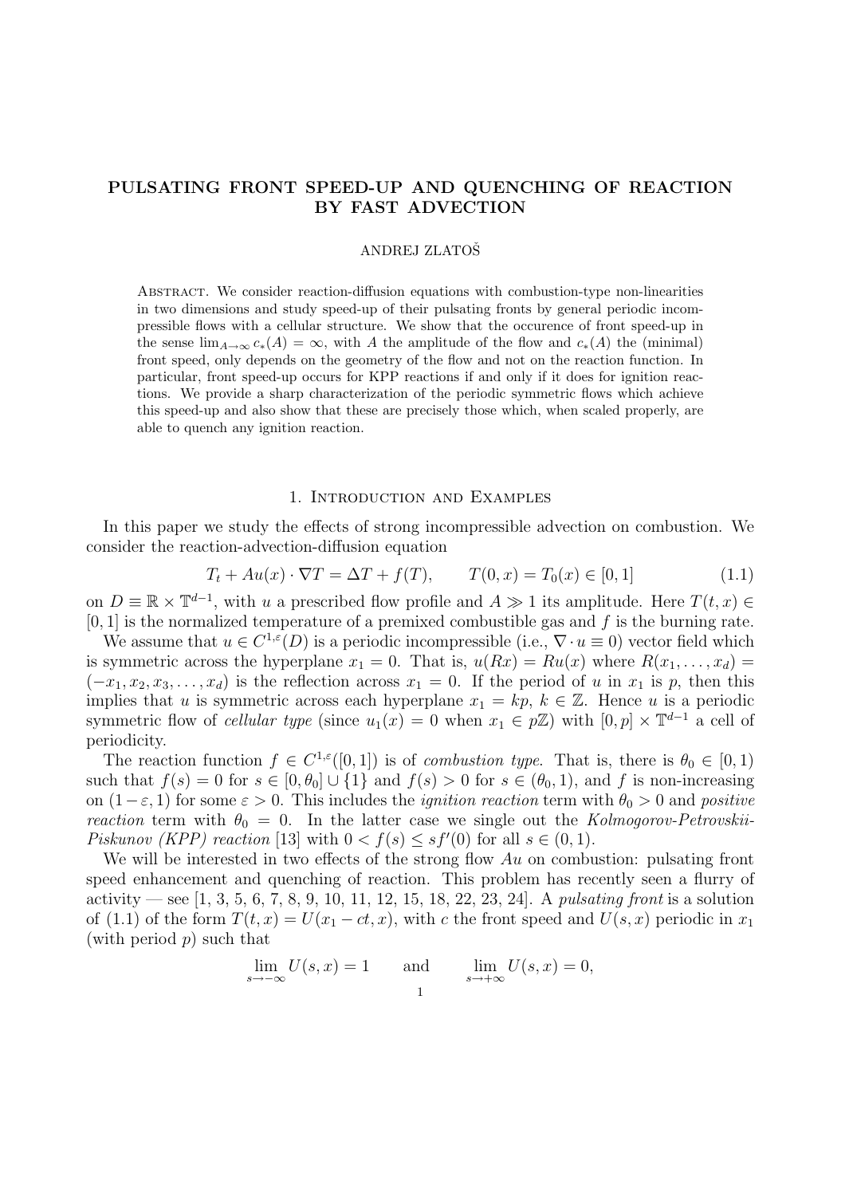# PULSATING FRONT SPEED-UP AND QUENCHING OF REACTION BY FAST ADVECTION

ANDREJ ZLATOŠ

Abstract. We consider reaction-diffusion equations with combustion-type non-linearities in two dimensions and study speed-up of their pulsating fronts by general periodic incompressible flows with a cellular structure. We show that the occurence of front speed-up in the sense $\lim_{A\to\infty} c_*(A) = \infty$, with $A$ the amplitude of the flow and $c_*(A)$ the (minimal) front speed, only depends on the geometry of the flow and not on the reaction function. In particular, front speed-up occurs for KPP reactions if and only if it does for ignition reactions. We provide a sharp characterization of the periodic symmetric flows which achieve this speed-up and also show that these are precisely those which, when scaled properly, are able to quench any ignition reaction.

## 1. Introduction and Examples

In this paper we study the effects of strong incompressible advection on combustion. We consider the reaction-advection-diffusion equation

$$T_t + Au(x) \cdot \nabla T = \Delta T + f(T), \qquad T(0, x) = T_0(x) \in [0, 1] \tag{1.1}$$

on $D \equiv \mathbb{R} \times \mathbb{T}^{d-1}$, with $u$ a prescribed flow profile and $A \gg 1$ its amplitude. Here $T(t, x) \in [0, 1]$ is the normalized temperature of a premixed combustible gas and $f$ is the burning rate.

We assume that $u \in C^{1,\varepsilon}(D)$ is a periodic incompressible (i.e., $\nabla \cdot u \equiv 0$) vector field which is symmetric across the hyperplane $x_1 = 0$. That is, $u(Rx) = Ru(x)$ where $R(x_1, \ldots, x_d) = (-x_1, x_2, x_3, \ldots, x_d)$ is the reflection across $x_1 = 0$. If the period of $u$ in $x_1$ is $p$, then this implies that $u$ is symmetric across each hyperplane $x_1 = kp$, $k \in \mathbb{Z}$. Hence $u$ is a periodic symmetric flow of *cellular type* (since $u_1(x) = 0$ when $x_1 \in p\mathbb{Z}$) with $[0, p] \times \mathbb{T}^{d-1}$ a cell of periodicity.

The reaction function $f \in C^{1,\varepsilon}([0, 1])$ is of *combustion type*. That is, there is $\theta_0 \in [0, 1)$ such that $f(s) = 0$ for $s \in [0, \theta_0] \cup \{1\}$ and $f(s) > 0$ for $s \in (\theta_0, 1)$, and $f$ is non-increasing on $(1-\varepsilon, 1)$ for some $\varepsilon > 0$. This includes the *ignition reaction* term with $\theta_0 > 0$ and *positive reaction* term with $\theta_0 = 0$. In the latter case we single out the *Kolmogorov-Petrovskii-Piskunov (KPP) reaction* [13] with $0 < f(s) \le sf'(0)$ for all $s \in (0, 1)$.

We will be interested in two effects of the strong flow $Au$ on combustion: pulsating front speed enhancement and quenching of reaction. This problem has recently seen a flurry of activity — see [1, 3, 5, 6, 7, 8, 9, 10, 11, 12, 15, 18, 22, 23, 24]. A *pulsating front* is a solution of (1.1) of the form $T(t, x) = U(x_1 - ct, x)$, with $c$ the front speed and $U(s, x)$ periodic in $x_1$ (with period $p$) such that

$$\lim_{s\to-\infty} U(s, x) = 1 \qquad \text{and} \qquad \lim_{s\to+\infty} U(s, x) = 0,$$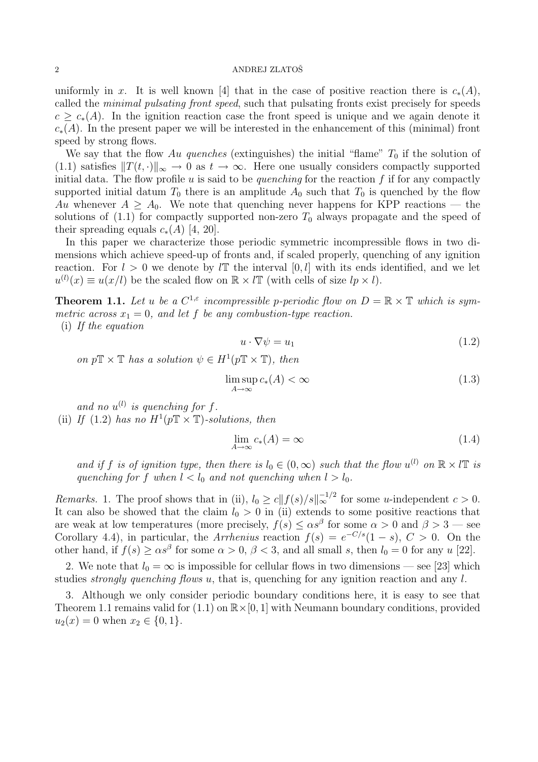uniformly in $x$. It is well known [4] that in the case of positive reaction there is $c_*(A)$, called the *minimal pulsating front speed*, such that pulsating fronts exist precisely for speeds $c \geq c_*(A)$. In the ignition reaction case the front speed is unique and we again denote it $c_*(A)$. In the present paper we will be interested in the enhancement of this (minimal) front speed by strong flows.

We say that the flow $Au$ *quenches* (extinguishes) the initial "flame" $T_0$ if the solution of (1.1) satisfies $\|T(t,\cdot)\|_\infty \to 0$ as $t \to \infty$. Here one usually considers compactly supported initial data. The flow profile $u$ is said to be *quenching* for the reaction $f$ if for any compactly supported initial datum $T_0$ there is an amplitude $A_0$ such that $T_0$ is quenched by the flow $Au$ whenever $A \geq A_0$. We note that quenching never happens for KPP reactions — the solutions of (1.1) for compactly supported non-zero $T_0$ always propagate and the speed of their spreading equals $c_*(A)$ [4, 20].

In this paper we characterize those periodic symmetric incompressible flows in two dimensions which achieve speed-up of fronts and, if scaled properly, quenching of any ignition reaction. For $l > 0$ we denote by $l\mathbb{T}$ the interval $[0, l]$ with its ends identified, and we let $u^{(l)}(x) \equiv u(x/l)$ be the scaled flow on $\mathbb{R} \times l\mathbb{T}$ (with cells of size $lp \times l$).

**Theorem 1.1.** *Let $u$ be a $C^{1,\varepsilon}$ incompressible $p$-periodic flow on $D = \mathbb{R} \times \mathbb{T}$ which is symmetric across $x_1 = 0$, and let $f$ be any combustion-type reaction.*

(i) *If the equation*

$$u \cdot \nabla \psi = u_1 \tag{1.2}$$

*on $p\mathbb{T} \times \mathbb{T}$ has a solution $\psi \in H^1(p\mathbb{T} \times \mathbb{T})$, then*

$$\limsup_{A \to \infty} c_*(A) < \infty \tag{1.3}$$

*and no $u^{(l)}$ is quenching for $f$.*

(ii) *If (1.2) has no $H^1(p\mathbb{T} \times \mathbb{T})$-solutions, then*

$$\lim_{A \to \infty} c_*(A) = \infty \tag{1.4}$$

*and if $f$ is of ignition type, then there is $l_0 \in (0, \infty)$ such that the flow $u^{(l)}$ on $\mathbb{R} \times l\mathbb{T}$ is quenching for $f$ when $l < l_0$ and not quenching when $l > l_0$.*

*Remarks.* 1. The proof shows that in (ii), $l_0 \geq c\|f(s)/s\|_\infty^{-1/2}$ for some $u$-independent $c > 0$. It can also be showed that the claim $l_0 > 0$ in (ii) extends to some positive reactions that are weak at low temperatures (more precisely, $f(s) \leq \alpha s^\beta$ for some $\alpha > 0$ and $\beta > 3$ — see Corollary 4.4), in particular, the *Arrhenius* reaction $f(s) = e^{-C/s}(1 - s)$, $C > 0$. On the other hand, if $f(s) \geq \alpha s^\beta$ for some $\alpha > 0$, $\beta < 3$, and all small $s$, then $l_0 = 0$ for any $u$ [22].

2. We note that $l_0 = \infty$ is impossible for cellular flows in two dimensions — see [23] which studies *strongly quenching flows* $u$, that is, quenching for any ignition reaction and any $l$.

3. Although we only consider periodic boundary conditions here, it is easy to see that Theorem 1.1 remains valid for (1.1) on $\mathbb{R} \times [0, 1]$ with Neumann boundary conditions, provided $u_2(x) = 0$ when $x_2 \in \{0, 1\}$.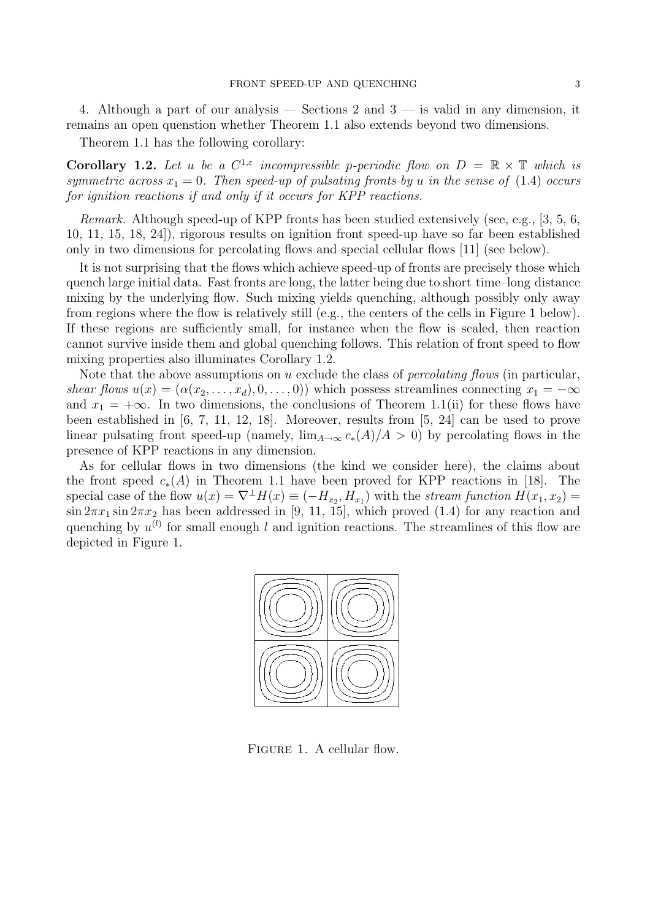4. Although a part of our analysis — Sections 2 and 3 — is valid in any dimension, it remains an open quenstion whether Theorem 1.1 also extends beyond two dimensions.

Theorem 1.1 has the following corollary:

**Corollary 1.2.** *Let $u$ be a $C^{1,\varepsilon}$ incompressible $p$-periodic flow on $D = \mathbb{R} \times \mathbb{T}$ which is symmetric across $x_1 = 0$. Then speed-up of pulsating fronts by $u$ in the sense of (1.4) occurs for ignition reactions if and only if it occurs for KPP reactions.*

*Remark.* Although speed-up of KPP fronts has been studied extensively (see, e.g., [3, 5, 6, 10, 11, 15, 18, 24]), rigorous results on ignition front speed-up have so far been established only in two dimensions for percolating flows and special cellular flows [11] (see below).

It is not surprising that the flows which achieve speed-up of fronts are precisely those which quench large initial data. Fast fronts are long, the latter being due to short time–long distance mixing by the underlying flow. Such mixing yields quenching, although possibly only away from regions where the flow is relatively still (e.g., the centers of the cells in Figure 1 below). If these regions are sufficiently small, for instance when the flow is scaled, then reaction cannot survive inside them and global quenching follows. This relation of front speed to flow mixing properties also illuminates Corollary 1.2.

Note that the above assumptions on $u$ exclude the class of *percolating flows* (in particular, *shear flows* $u(x) = (\alpha(x_2, \dots, x_d), 0, \dots, 0)$) which possess streamlines connecting $x_1 = -\infty$ and $x_1 = +\infty$. In two dimensions, the conclusions of Theorem 1.1(ii) for these flows have been established in [6, 7, 11, 12, 18]. Moreover, results from [5, 24] can be used to prove linear pulsating front speed-up (namely, $\lim_{A\to\infty} c_*(A)/A > 0$) by percolating flows in the presence of KPP reactions in any dimension.

As for cellular flows in two dimensions (the kind we consider here), the claims about the front speed $c_*(A)$ in Theorem 1.1 have been proved for KPP reactions in [18]. The special case of the flow $u(x) = \nabla^\perp H(x) \equiv (-H_{x_2}, H_{x_1})$ with the *stream function* $H(x_1, x_2) = \sin 2\pi x_1 \sin 2\pi x_2$ has been addressed in [9, 11, 15], which proved (1.4) for any reaction and quenching by $u^{(l)}$ for small enough $l$ and ignition reactions. The streamlines of this flow are depicted in Figure 1.

Figure 1. A cellular flow.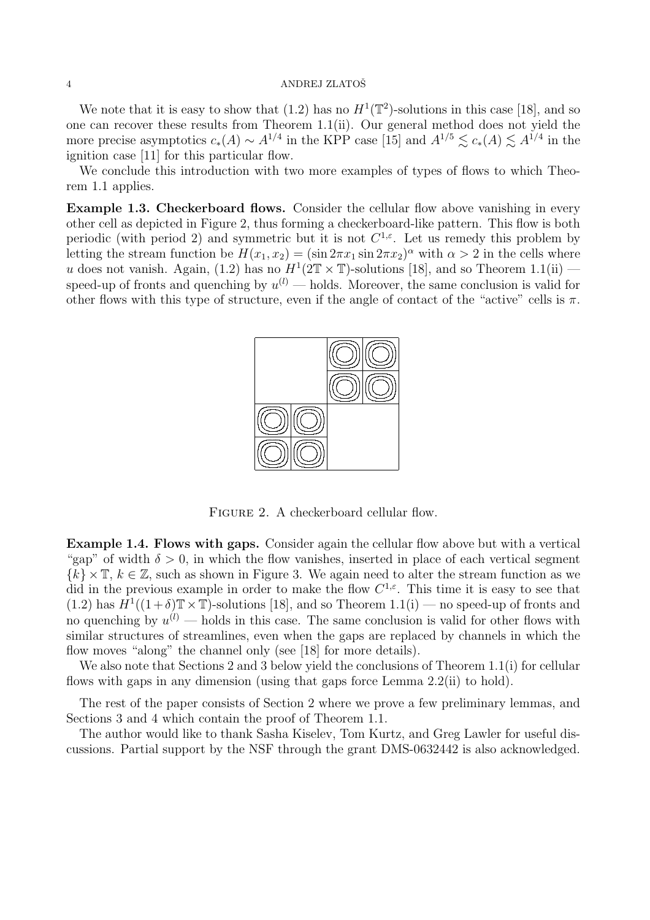We note that it is easy to show that (1.2) has no $H^1(\mathbb{T}^2)$-solutions in this case [18], and so one can recover these results from Theorem 1.1(ii). Our general method does not yield the more precise asymptotics $c_*(A) \sim A^{1/4}$ in the KPP case [15] and $A^{1/5} \lesssim c_*(A) \lesssim A^{1/4}$ in the ignition case [11] for this particular flow.

We conclude this introduction with two more examples of types of flows to which Theorem 1.1 applies.

**Example 1.3. Checkerboard flows.** Consider the cellular flow above vanishing in every other cell as depicted in Figure 2, thus forming a checkerboard-like pattern. This flow is both periodic (with period 2) and symmetric but it is not $C^{1,\varepsilon}$. Let us remedy this problem by letting the stream function be $H(x_1, x_2) = (\sin 2\pi x_1 \sin 2\pi x_2)^\alpha$ with $\alpha > 2$ in the cells where $u$ does not vanish. Again, (1.2) has no $H^1(2\mathbb{T} \times \mathbb{T})$-solutions [18], and so Theorem 1.1(ii) — speed-up of fronts and quenching by $u^{(l)}$ — holds. Moreover, the same conclusion is valid for other flows with this type of structure, even if the angle of contact of the "active" cells is $\pi$.

FIGURE 2. A checkerboard cellular flow.

**Example 1.4. Flows with gaps.** Consider again the cellular flow above but with a vertical "gap" of width $\delta > 0$, in which the flow vanishes, inserted in place of each vertical segment $\{k\} \times \mathbb{T}$, $k \in \mathbb{Z}$, such as shown in Figure 3. We again need to alter the stream function as we did in the previous example in order to make the flow $C^{1,\varepsilon}$. This time it is easy to see that (1.2) has $H^1((1+\delta)\mathbb{T} \times \mathbb{T})$-solutions [18], and so Theorem 1.1(i) — no speed-up of fronts and no quenching by $u^{(l)}$ — holds in this case. The same conclusion is valid for other flows with similar structures of streamlines, even when the gaps are replaced by channels in which the flow moves "along" the channel only (see [18] for more details).

We also note that Sections 2 and 3 below yield the conclusions of Theorem 1.1(i) for cellular flows with gaps in any dimension (using that gaps force Lemma 2.2(ii) to hold).

The rest of the paper consists of Section 2 where we prove a few preliminary lemmas, and Sections 3 and 4 which contain the proof of Theorem 1.1.

The author would like to thank Sasha Kiselev, Tom Kurtz, and Greg Lawler for useful discussions. Partial support by the NSF through the grant DMS-0632442 is also acknowledged.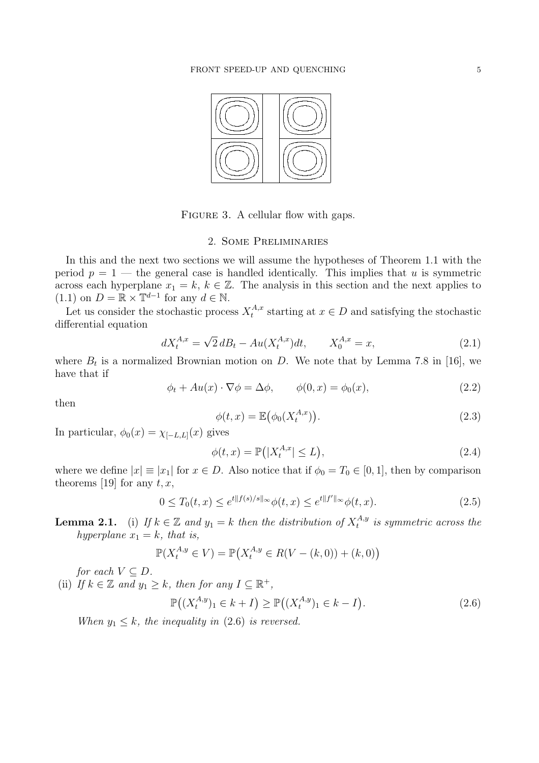FIGURE 3. A cellular flow with gaps.

## 2. Some Preliminaries

In this and the next two sections we will assume the hypotheses of Theorem 1.1 with the period $p = 1$ — the general case is handled identically. This implies that $u$ is symmetric across each hyperplane $x_1 = k$, $k \in \mathbb{Z}$. The analysis in this section and the next applies to (1.1) on $D = \mathbb{R} \times \mathbb{T}^{d-1}$ for any $d \in \mathbb{N}$.

Let us consider the stochastic process $X_t^{A,x}$ starting at $x \in D$ and satisfying the stochastic differential equation

$$dX_t^{A,x} = \sqrt{2}\, dB_t - Au(X_t^{A,x})dt, \qquad X_0^{A,x} = x, \tag{2.1}$$

where $B_t$ is a normalized Brownian motion on $D$. We note that by Lemma 7.8 in [16], we have that if

$$\phi_t + Au(x) \cdot \nabla \phi = \Delta \phi, \qquad \phi(0, x) = \phi_0(x), \tag{2.2}$$

then

$$\phi(t, x) = \mathbb{E}\big(\phi_0(X_t^{A,x})\big). \tag{2.3}$$

In particular, $\phi_0(x) = \chi_{[-L,L]}(x)$ gives

$$\phi(t, x) = \mathbb{P}\big(|X_t^{A,x}| \le L\big), \tag{2.4}$$

where we define $|x| \equiv |x_1|$ for $x \in D$. Also notice that if $\phi_0 = T_0 \in [0, 1]$, then by comparison theorems [19] for any $t, x$,

$$0 \le T_0(t, x) \le e^{t\|f(s)/s\|_\infty} \phi(t, x) \le e^{t\|f'\|_\infty} \phi(t, x). \tag{2.5}$$

**Lemma 2.1.** (i) *If $k \in \mathbb{Z}$ and $y_1 = k$ then the distribution of $X_t^{A,y}$ is symmetric across the hyperplane $x_1 = k$, that is,*

$$\mathbb{P}(X_t^{A,y} \in V) = \mathbb{P}\big(X_t^{A,y} \in R(V - (k, 0)) + (k, 0)\big)$$

*for each $V \subseteq D$.*

(ii) *If $k \in \mathbb{Z}$ and $y_1 \ge k$, then for any $I \subseteq \mathbb{R}^+$,*

$$\mathbb{P}\big((X_t^{A,y})_1 \in k + I\big) \ge \mathbb{P}\big((X_t^{A,y})_1 \in k - I\big). \tag{2.6}$$

*When $y_1 \le k$, the inequality in (2.6) is reversed.*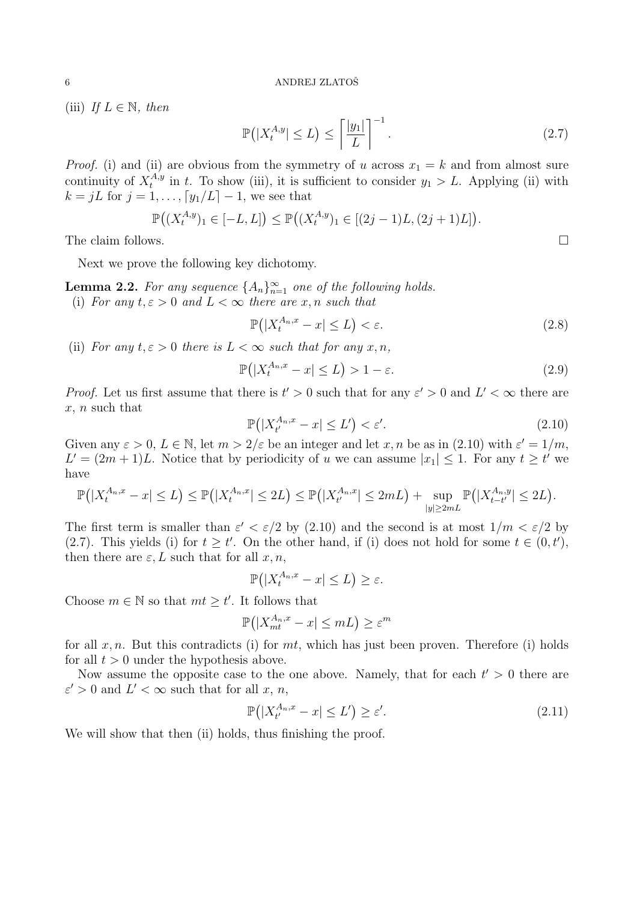(iii) *If $L \in \mathbb{N}$, then*

$$\mathbb{P}\big(|X_t^{A,y}| \le L\big) \le \left\lceil \frac{|y_1|}{L} \right\rceil^{-1}. \tag{2.7}$$

*Proof.* (i) and (ii) are obvious from the symmetry of $u$ across $x_1 = k$ and from almost sure continuity of $X_t^{A,y}$ in $t$. To show (iii), it is sufficient to consider $y_1 > L$. Applying (ii) with $k = jL$ for $j = 1, \dots, \lceil y_1/L \rceil - 1$, we see that

$$\mathbb{P}\big((X_t^{A,y})_1 \in [-L, L]\big) \le \mathbb{P}\big((X_t^{A,y})_1 \in [(2j-1)L, (2j+1)L]\big).$$

The claim follows. $\square$

Next we prove the following key dichotomy.

**Lemma 2.2.** *For any sequence $\{A_n\}_{n=1}^\infty$ one of the following holds.*

(i) *For any $t, \varepsilon > 0$ and $L < \infty$ there are $x, n$ such that*

$$\mathbb{P}\big(|X_t^{A_n,x} - x| \le L\big) < \varepsilon. \tag{2.8}$$

(ii) *For any $t, \varepsilon > 0$ there is $L < \infty$ such that for any $x, n$,*

$$\mathbb{P}\big(|X_t^{A_n,x} - x| \le L\big) > 1 - \varepsilon. \tag{2.9}$$

*Proof.* Let us first assume that there is $t' > 0$ such that for any $\varepsilon' > 0$ and $L' < \infty$ there are $x$, $n$ such that

$$\mathbb{P}\big(|X_{t'}^{A_n,x} - x| \le L'\big) < \varepsilon'. \tag{2.10}$$

Given any $\varepsilon > 0$, $L \in \mathbb{N}$, let $m > 2/\varepsilon$ be an integer and let $x, n$ be as in (2.10) with $\varepsilon' = 1/m$, $L' = (2m+1)L$. Notice that by periodicity of $u$ we can assume $|x_1| \le 1$. For any $t \ge t'$ we have

$$\mathbb{P}\big(|X_t^{A_n,x} - x| \le L\big) \le \mathbb{P}\big(|X_t^{A_n,x}| \le 2L\big) \le \mathbb{P}\big(|X_{t'}^{A_n,x}| \le 2mL\big) + \sup_{|y| \ge 2mL} \mathbb{P}\big(|X_{t-t'}^{A_n,y}| \le 2L\big).$$

The first term is smaller than $\varepsilon' < \varepsilon/2$ by (2.10) and the second is at most $1/m < \varepsilon/2$ by (2.7). This yields (i) for $t \ge t'$. On the other hand, if (i) does not hold for some $t \in (0, t')$, then there are $\varepsilon, L$ such that for all $x, n$,

$$\mathbb{P}\big(|X_t^{A_n,x} - x| \le L\big) \ge \varepsilon.$$

Choose $m \in \mathbb{N}$ so that $mt \ge t'$. It follows that

$$\mathbb{P}\big(|X_{mt}^{A_n,x} - x| \le mL\big) \ge \varepsilon^m$$

for all $x, n$. But this contradicts (i) for $mt$, which has just been proven. Therefore (i) holds for all $t > 0$ under the hypothesis above.

Now assume the opposite case to the one above. Namely, that for each $t' > 0$ there are $\varepsilon' > 0$ and $L' < \infty$ such that for all $x$, $n$,

$$\mathbb{P}\big(|X_{t'}^{A_n,x} - x| \le L'\big) \ge \varepsilon'. \tag{2.11}$$

We will show that then (ii) holds, thus finishing the proof.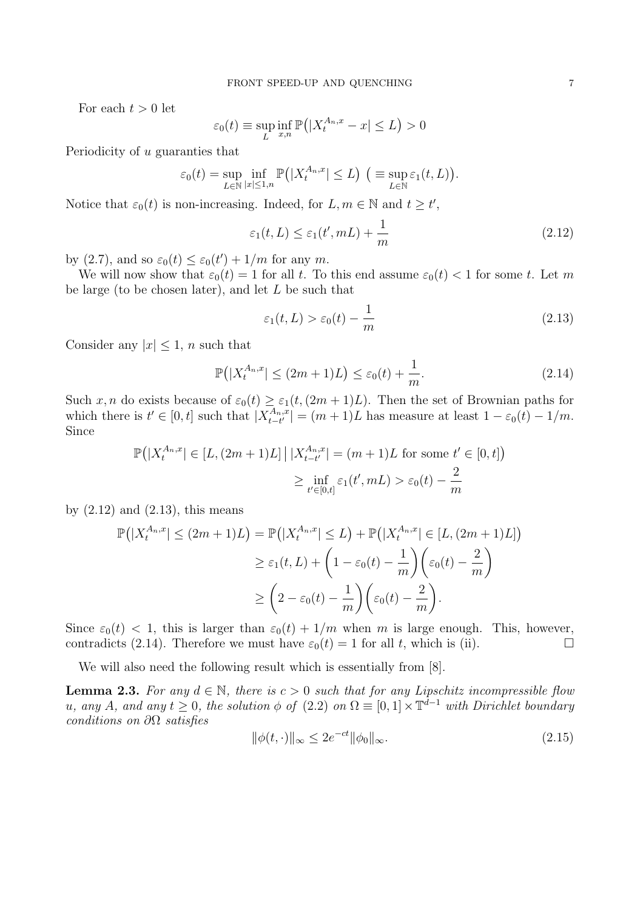For each $t > 0$ let

$$\varepsilon_0(t) \equiv \sup_L \inf_{x,n} \mathbb{P}\big(|X_t^{A_n,x} - x| \le L\big) > 0$$

Periodicity of $u$ guaranties that

$$\varepsilon_0(t) = \sup_{L\in\mathbb{N}} \inf_{|x|\le 1,n} \mathbb{P}\big(|X_t^{A_n,x}| \le L\big) \ \big(\equiv \sup_{L\in\mathbb{N}} \varepsilon_1(t,L)\big).$$

Notice that $\varepsilon_0(t)$ is non-increasing. Indeed, for $L, m \in \mathbb{N}$ and $t \ge t'$,

$$\varepsilon_1(t,L) \le \varepsilon_1(t', mL) + \frac{1}{m} \tag{2.12}$$

by (2.7), and so $\varepsilon_0(t) \le \varepsilon_0(t') + 1/m$ for any $m$.

We will now show that $\varepsilon_0(t) = 1$ for all $t$. To this end assume $\varepsilon_0(t) < 1$ for some $t$. Let $m$ be large (to be chosen later), and let $L$ be such that

$$\varepsilon_1(t,L) > \varepsilon_0(t) - \frac{1}{m} \tag{2.13}$$

Consider any $|x| \le 1$, $n$ such that

$$\mathbb{P}\big(|X_t^{A_n,x}| \le (2m+1)L\big) \le \varepsilon_0(t) + \frac{1}{m}. \tag{2.14}$$

Such $x, n$ do exists because of $\varepsilon_0(t) \ge \varepsilon_1(t, (2m+1)L)$. Then the set of Brownian paths for which there is $t' \in [0,t]$ such that $|X_{t-t'}^{A_n,x}| = (m+1)L$ has measure at least $1 - \varepsilon_0(t) - 1/m$. Since

$$\begin{aligned}
\mathbb{P}\big(|X_t^{A_n,x}| \in [L, (2m+1)L] \,\big|\, |X_{t-t'}^{A_n,x}| = (m+1)L \text{ for some } t' \in [0,t]\big) \\
\ge \inf_{t'\in[0,t]} \varepsilon_1(t', mL) > \varepsilon_0(t) - \frac{2}{m}
\end{aligned}$$

by (2.12) and (2.13), this means

$$\begin{aligned}
\mathbb{P}\big(|X_t^{A_n,x}| \le (2m+1)L\big) &= \mathbb{P}\big(|X_t^{A_n,x}| \le L\big) + \mathbb{P}\big(|X_t^{A_n,x}| \in [L,(2m+1)L]\big) \\
&\ge \varepsilon_1(t,L) + \left(1 - \varepsilon_0(t) - \frac{1}{m}\right)\left(\varepsilon_0(t) - \frac{2}{m}\right) \\
&\ge \left(2 - \varepsilon_0(t) - \frac{1}{m}\right)\left(\varepsilon_0(t) - \frac{2}{m}\right).
\end{aligned}$$

Since $\varepsilon_0(t) < 1$, this is larger than $\varepsilon_0(t) + 1/m$ when $m$ is large enough. This, however, contradicts (2.14). Therefore we must have $\varepsilon_0(t) = 1$ for all $t$, which is (ii). $\square$

We will also need the following result which is essentially from [8].

**Lemma 2.3.** *For any $d \in \mathbb{N}$, there is $c > 0$ such that for any Lipschitz incompressible flow $u$, any $A$, and any $t \ge 0$, the solution $\phi$ of (2.2) on $\Omega \equiv [0,1] \times \mathbb{T}^{d-1}$ with Dirichlet boundary conditions on $\partial\Omega$ satisfies*

$$\|\phi(t,\cdot)\|_\infty \le 2e^{-ct}\|\phi_0\|_\infty. \tag{2.15}$$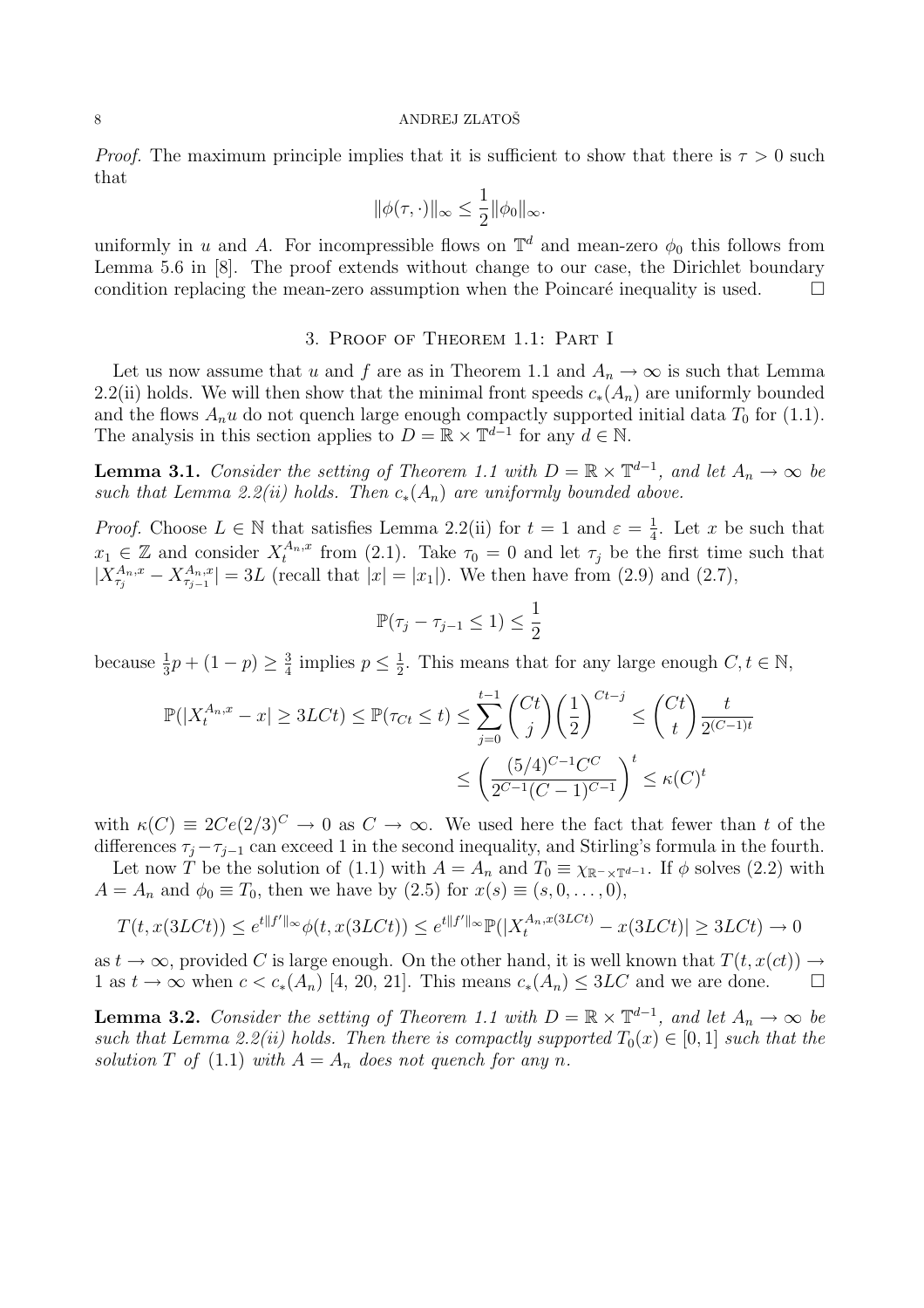*Proof.* The maximum principle implies that it is sufficient to show that there is $\tau > 0$ such that

$$\|\phi(\tau, \cdot)\|_\infty \leq \frac{1}{2}\|\phi_0\|_\infty.$$

uniformly in $u$ and $A$. For incompressible flows on $\mathbb{T}^d$ and mean-zero $\phi_0$ this follows from Lemma 5.6 in [8]. The proof extends without change to our case, the Dirichlet boundary condition replacing the mean-zero assumption when the Poincaré inequality is used. $\square$

## 3. Proof of Theorem 1.1: Part I

Let us now assume that $u$ and $f$ are as in Theorem 1.1 and $A_n \to \infty$ is such that Lemma 2.2(ii) holds. We will then show that the minimal front speeds $c_*(A_n)$ are uniformly bounded and the flows $A_n u$ do not quench large enough compactly supported initial data $T_0$ for (1.1). The analysis in this section applies to $D = \mathbb{R} \times \mathbb{T}^{d-1}$ for any $d \in \mathbb{N}$.

**Lemma 3.1.** *Consider the setting of Theorem 1.1 with $D = \mathbb{R} \times \mathbb{T}^{d-1}$, and let $A_n \to \infty$ be such that Lemma 2.2(ii) holds. Then $c_*(A_n)$ are uniformly bounded above.*

*Proof.* Choose $L \in \mathbb{N}$ that satisfies Lemma 2.2(ii) for $t = 1$ and $\varepsilon = \frac{1}{4}$. Let $x$ be such that $x_1 \in \mathbb{Z}$ and consider $X_t^{A_n,x}$ from (2.1). Take $\tau_0 = 0$ and let $\tau_j$ be the first time such that $|X_{\tau_j}^{A_n,x} - X_{\tau_{j-1}}^{A_n,x}| = 3L$ (recall that $|x| = |x_1|$). We then have from (2.9) and (2.7),

$$\mathbb{P}(\tau_j - \tau_{j-1} \leq 1) \leq \frac{1}{2}$$

because $\frac{1}{3}p + (1-p) \geq \frac{3}{4}$ implies $p \leq \frac{1}{2}$. This means that for any large enough $C, t \in \mathbb{N}$,

$$\begin{aligned}
\mathbb{P}(|X_t^{A_n,x} - x| \geq 3LCt) \leq \mathbb{P}(\tau_{Ct} \leq t) &\leq \sum_{j=0}^{t-1} \binom{Ct}{j} \left(\frac{1}{2}\right)^{Ct-j} \leq \binom{Ct}{t} \frac{t}{2^{(C-1)t}} \\
&\leq \left( \frac{(5/4)^{C-1} C^C}{2^{C-1}(C-1)^{C-1}} \right)^t \leq \kappa(C)^t
\end{aligned}$$

with $\kappa(C) \equiv 2Ce(2/3)^C \to 0$ as $C \to \infty$. We used here the fact that fewer than $t$ of the differences $\tau_j - \tau_{j-1}$ can exceed 1 in the second inequality, and Stirling's formula in the fourth.

Let now $T$ be the solution of (1.1) with $A = A_n$ and $T_0 \equiv \chi_{\mathbb{R}^- \times \mathbb{T}^{d-1}}$. If $\phi$ solves (2.2) with $A = A_n$ and $\phi_0 \equiv T_0$, then we have by (2.5) for $x(s) \equiv (s, 0, \dots, 0)$,

$$T(t, x(3LCt)) \leq e^{t\|f'\|_\infty} \phi(t, x(3LCt)) \leq e^{t\|f'\|_\infty} \mathbb{P}(|X_t^{A_n, x(3LCt)} - x(3LCt)| \geq 3LCt) \to 0$$

as $t \to \infty$, provided $C$ is large enough. On the other hand, it is well known that $T(t, x(ct)) \to 1$ as $t \to \infty$ when $c < c_*(A_n)$ [4, 20, 21]. This means $c_*(A_n) \leq 3LC$ and we are done. $\square$

**Lemma 3.2.** *Consider the setting of Theorem 1.1 with $D = \mathbb{R} \times \mathbb{T}^{d-1}$, and let $A_n \to \infty$ be such that Lemma 2.2(ii) holds. Then there is compactly supported $T_0(x) \in [0, 1]$ such that the solution $T$ of (1.1) with $A = A_n$ does not quench for any $n$.*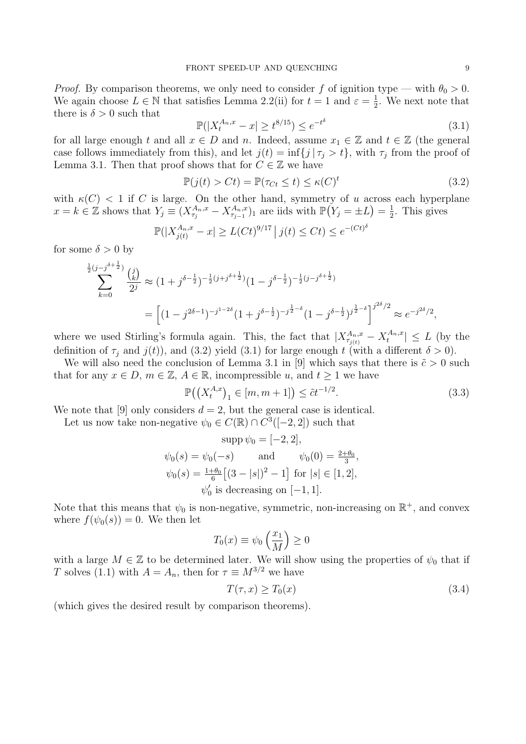*Proof.* By comparison theorems, we only need to consider $f$ of ignition type — with $\theta_0 > 0$. We again choose $L \in \mathbb{N}$ that satisfies Lemma 2.2(ii) for $t = 1$ and $\varepsilon = \frac{1}{2}$. We next note that there is $\delta > 0$ such that

$$\mathbb{P}(|X_t^{A_n,x} - x| \geq t^{8/15}) \leq e^{-t^\delta} \tag{3.1}$$

for all large enough $t$ and all $x \in D$ and $n$. Indeed, assume $x_1 \in \mathbb{Z}$ and $t \in \mathbb{Z}$ (the general case follows immediately from this), and let $j(t) = \inf\{j \,|\, \tau_j > t\}$, with $\tau_j$ from the proof of Lemma 3.1. Then that proof shows that for $C \in \mathbb{Z}$ we have

$$\mathbb{P}(j(t) > Ct) = \mathbb{P}(\tau_{Ct} \leq t) \leq \kappa(C)^t \tag{3.2}$$

with $\kappa(C) < 1$ if $C$ is large. On the other hand, symmetry of $u$ across each hyperplane $x = k \in \mathbb{Z}$ shows that $Y_j \equiv (X_{\tau_j}^{A_n,x} - X_{\tau_{j-1}}^{A_n,x})_1$ are iids with $\mathbb{P}(Y_j = \pm L) = \frac{1}{2}$. This gives

$$\mathbb{P}(|X_{j(t)}^{A_n,x} - x| \geq L(Ct)^{9/17} \,\big|\, j(t) \leq Ct) \leq e^{-(Ct)^\delta}$$

for some $\delta > 0$ by

$$\sum_{k=0}^{\frac{1}{2}(j-j^{\delta+\frac{1}{2}})} \frac{\binom{j}{k}}{2^j} \approx (1 + j^{\delta-\frac{1}{2}})^{-\frac{1}{2}(j+j^{\delta+\frac{1}{2}})}(1 - j^{\delta-\frac{1}{2}})^{-\frac{1}{2}(j-j^{\delta+\frac{1}{2}})}$$

$$= \left[(1 - j^{2\delta-1})^{-j^{1-2\delta}}(1 + j^{\delta-\frac{1}{2}})^{-j^{\frac{1}{2}-\delta}}(1 - j^{\delta-\frac{1}{2}})^{j^{\frac{1}{2}-\delta}}\right]^{j^{2\delta}/2} \approx e^{-j^{2\delta}/2},$$

where we used Stirling's formula again. This, the fact that $|X_{\tau_{j(t)}}^{A_n,x} - X_t^{A_n,x}| \leq L$ (by the definition of $\tau_j$ and $j(t)$), and (3.2) yield (3.1) for large enough $t$ (with a different $\delta > 0$).

We will also need the conclusion of Lemma 3.1 in [9] which says that there is $\tilde{c} > 0$ such that for any $x \in D$, $m \in \mathbb{Z}$, $A \in \mathbb{R}$, incompressible $u$, and $t \geq 1$ we have

$$\mathbb{P}\big(\big(X_t^{A,x}\big)_1 \in [m, m+1]\big) \leq \tilde{c}t^{-1/2}. \tag{3.3}$$

We note that [9] only considers $d = 2$, but the general case is identical.

Let us now take non-negative $\psi_0 \in C(\mathbb{R}) \cap C^3([-2, 2])$ such that

$$\operatorname{supp} \psi_0 = [-2, 2],$$

$$\psi_0(s) = \psi_0(-s) \qquad \text{and} \qquad \psi_0(0) = \tfrac{2+\theta_0}{3},$$

$$\psi_0(s) = \tfrac{1+\theta_0}{6}\big[(3 - |s|)^2 - 1\big] \text{ for } |s| \in [1, 2],$$

$$\psi_0' \text{ is decreasing on } [-1, 1].$$

Note that this means that $\psi_0$ is non-negative, symmetric, non-increasing on $\mathbb{R}^+$, and convex where $f(\psi_0(s)) = 0$. We then let

$$T_0(x) \equiv \psi_0\left(\frac{x_1}{M}\right) \geq 0$$

with a large $M \in \mathbb{Z}$ to be determined later. We will show using the properties of $\psi_0$ that if $T$ solves (1.1) with $A = A_n$, then for $\tau \equiv M^{3/2}$ we have

$$T(\tau, x) \geq T_0(x) \tag{3.4}$$

(which gives the desired result by comparison theorems).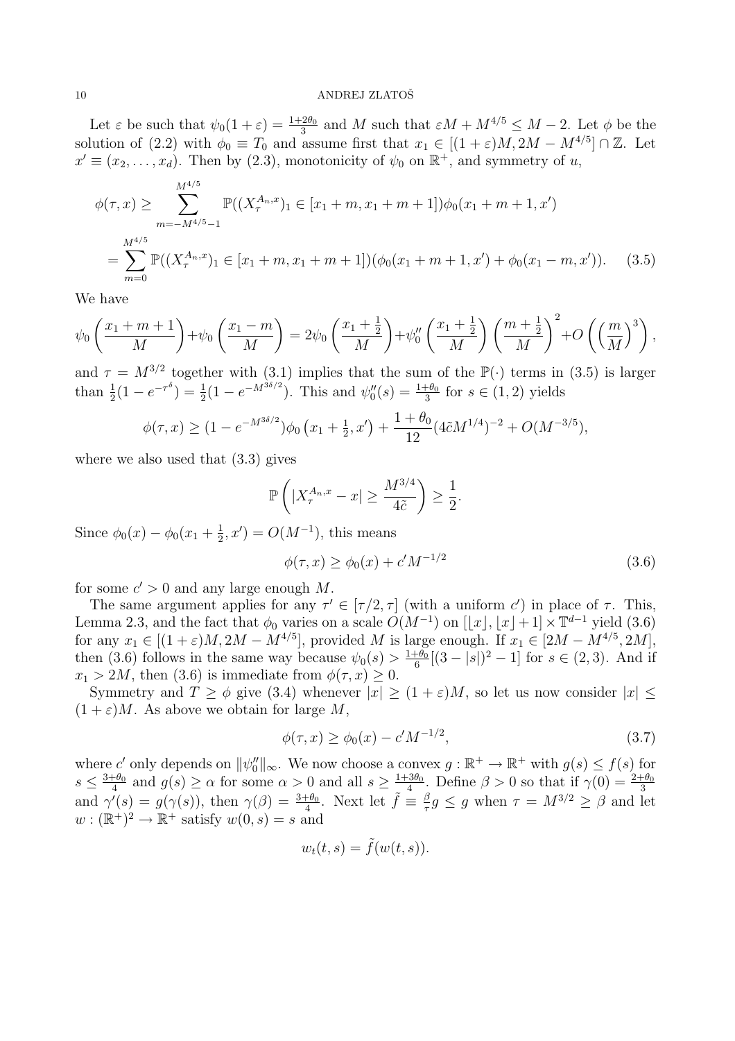Let $\varepsilon$ be such that $\psi_0(1+\varepsilon) = \frac{1+2\theta_0}{3}$ and $M$ such that $\varepsilon M + M^{4/5} \le M - 2$. Let $\phi$ be the solution of (2.2) with $\phi_0 \equiv T_0$ and assume first that $x_1 \in [(1+\varepsilon)M, 2M - M^{4/5}] \cap \mathbb{Z}$. Let $x' \equiv (x_2, \dots, x_d)$. Then by (2.3), monotonicity of $\psi_0$ on $\mathbb{R}^+$, and symmetry of $u$,

$$
\begin{aligned}
\phi(\tau, x) &\ge \sum_{m=-M^{4/5}-1}^{M^{4/5}} \mathbb{P}((X_\tau^{A_n,x})_1 \in [x_1+m, x_1+m+1])\phi_0(x_1+m+1, x') \\
&= \sum_{m=0}^{M^{4/5}} \mathbb{P}((X_\tau^{A_n,x})_1 \in [x_1+m, x_1+m+1])(\phi_0(x_1+m+1, x') + \phi_0(x_1-m, x')). \qquad (3.5)
\end{aligned}
$$

We have

$$
\psi_0\left(\frac{x_1+m+1}{M}\right) + \psi_0\left(\frac{x_1-m}{M}\right) = 2\psi_0\left(\frac{x_1+\frac{1}{2}}{M}\right) + \psi_0''\left(\frac{x_1+\frac{1}{2}}{M}\right)\left(\frac{m+\frac{1}{2}}{M}\right)^2 + O\left(\left(\frac{m}{M}\right)^3\right),
$$

and $\tau = M^{3/2}$ together with (3.1) implies that the sum of the $\mathbb{P}(\cdot)$ terms in (3.5) is larger than $\frac{1}{2}(1-e^{-\tau^\delta}) = \frac{1}{2}(1-e^{-M^{3\delta/2}})$. This and $\psi_0''(s) = \frac{1+\theta_0}{3}$ for $s \in (1,2)$ yields

$$
\phi(\tau, x) \ge (1-e^{-M^{3\delta/2}})\phi_0\left(x_1+\tfrac{1}{2}, x'\right) + \frac{1+\theta_0}{12}(4\tilde{c}M^{1/4})^{-2} + O(M^{-3/5}),
$$

where we also used that (3.3) gives

$$
\mathbb{P}\left(|X_\tau^{A_n,x} - x| \ge \frac{M^{3/4}}{4\tilde{c}}\right) \ge \frac{1}{2}.
$$

Since $\phi_0(x) - \phi_0(x_1+\frac{1}{2}, x') = O(M^{-1})$, this means

$$
\phi(\tau, x) \ge \phi_0(x) + c'M^{-1/2} \qquad (3.6)
$$

for some $c' > 0$ and any large enough $M$.

The same argument applies for any $\tau' \in [\tau/2, \tau]$ (with a uniform $c'$) in place of $\tau$. This, Lemma 2.3, and the fact that $\phi_0$ varies on a scale $O(M^{-1})$ on $[\lfloor x \rfloor, \lfloor x \rfloor + 1] \times \mathbb{T}^{d-1}$ yield (3.6) for any $x_1 \in [(1+\varepsilon)M, 2M - M^{4/5}]$, provided $M$ is large enough. If $x_1 \in [2M - M^{4/5}, 2M]$, then (3.6) follows in the same way because $\psi_0(s) > \frac{1+\theta_0}{6}[(3-|s|)^2 - 1]$ for $s \in (2,3)$. And if $x_1 > 2M$, then (3.6) is immediate from $\phi(\tau, x) \ge 0$.

Symmetry and $T \ge \phi$ give (3.4) whenever $|x| \ge (1+\varepsilon)M$, so let us now consider $|x| \le (1+\varepsilon)M$. As above we obtain for large $M$,

$$
\phi(\tau, x) \ge \phi_0(x) - c'M^{-1/2}, \qquad (3.7)
$$

where $c'$ only depends on $\|\psi_0''\|_\infty$. We now choose a convex $g : \mathbb{R}^+ \to \mathbb{R}^+$ with $g(s) \le f(s)$ for $s \le \frac{3+\theta_0}{4}$ and $g(s) \ge \alpha$ for some $\alpha > 0$ and all $s \ge \frac{1+3\theta_0}{4}$. Define $\beta > 0$ so that if $\gamma(0) = \frac{2+\theta_0}{3}$ and $\gamma'(s) = g(\gamma(s))$, then $\gamma(\beta) = \frac{3+\theta_0}{4}$. Next let $\tilde{f} \equiv \frac{\beta}{\tau} g \le g$ when $\tau = M^{3/2} \ge \beta$ and let $w : (\mathbb{R}^+)^2 \to \mathbb{R}^+$ satisfy $w(0,s) = s$ and

$$
w_t(t,s) = \tilde{f}(w(t,s)).
$$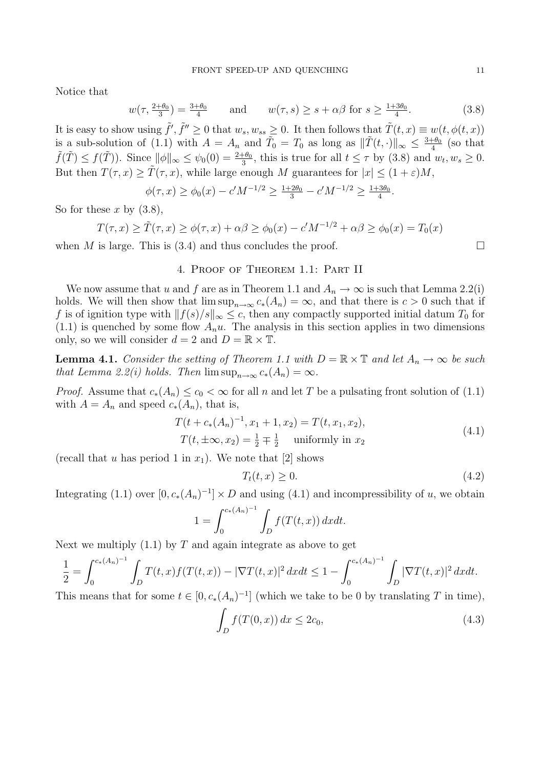Notice that

$$w(\tau, \tfrac{2+\theta_0}{3}) = \tfrac{3+\theta_0}{4} \qquad \text{and} \qquad w(\tau, s) \geq s + \alpha\beta \text{ for } s \geq \tfrac{1+3\theta_0}{4}. \tag{3.8}$$

It is easy to show using $\tilde{f}', \tilde{f}'' \geq 0$ that $w_s, w_{ss} \geq 0$. It then follows that $\tilde{T}(t,x) \equiv w(t, \phi(t,x))$ is a sub-solution of (1.1) with $A = A_n$ and $\tilde{T}_0 = T_0$ as long as $\|\tilde{T}(t,\cdot)\|_\infty \leq \frac{3+\theta_0}{4}$ (so that $\tilde{f}(\tilde{T}) \leq f(\tilde{T})$). Since $\|\phi\|_\infty \leq \psi_0(0) = \frac{2+\theta_0}{3}$, this is true for all $t \leq \tau$ by (3.8) and $w_t, w_s \geq 0$. But then $T(\tau, x) \geq \tilde{T}(\tau, x)$, while large enough $M$ guarantees for $|x| \leq (1+\varepsilon)M$,

$$\phi(\tau, x) \geq \phi_0(x) - c'M^{-1/2} \geq \tfrac{1+2\theta_0}{3} - c'M^{-1/2} \geq \tfrac{1+3\theta_0}{4}.$$

So for these $x$ by (3.8),

$$T(\tau, x) \geq \tilde{T}(\tau, x) \geq \phi(\tau, x) + \alpha\beta \geq \phi_0(x) - c'M^{-1/2} + \alpha\beta \geq \phi_0(x) = T_0(x)$$

when $M$ is large. This is (3.4) and thus concludes the proof. $\square$

## 4. Proof of Theorem 1.1: Part II

We now assume that $u$ and $f$ are as in Theorem 1.1 and $A_n \to \infty$ is such that Lemma 2.2(i) holds. We will then show that $\limsup_{n\to\infty} c_*(A_n) = \infty$, and that there is $c > 0$ such that if $f$ is of ignition type with $\|f(s)/s\|_\infty \leq c$, then any compactly supported initial datum $T_0$ for (1.1) is quenched by some flow $A_n u$. The analysis in this section applies in two dimensions only, so we will consider $d = 2$ and $D = \mathbb{R} \times \mathbb{T}$.

**Lemma 4.1.** *Consider the setting of Theorem 1.1 with $D = \mathbb{R} \times \mathbb{T}$ and let $A_n \to \infty$ be such that Lemma 2.2(i) holds. Then $\limsup_{n\to\infty} c_*(A_n) = \infty$.*

*Proof.* Assume that $c_*(A_n) \leq c_0 < \infty$ for all $n$ and let $T$ be a pulsating front solution of (1.1) with $A = A_n$ and speed $c_*(A_n)$, that is,

$$\begin{aligned} T(t + c_*(A_n)^{-1}, x_1 + 1, x_2) &= T(t, x_1, x_2), \\ T(t, \pm\infty, x_2) &= \tfrac{1}{2} \mp \tfrac{1}{2} \quad \text{ uniformly in } x_2 \end{aligned} \tag{4.1}$$

(recall that $u$ has period 1 in $x_1$). We note that [2] shows

$$T_t(t,x) \geq 0. \tag{4.2}$$

Integrating (1.1) over $[0, c_*(A_n)^{-1}] \times D$ and using (4.1) and incompressibility of $u$, we obtain

$$1 = \int_0^{c_*(A_n)^{-1}} \int_D f(T(t,x))\, dx dt.$$

Next we multiply (1.1) by $T$ and again integrate as above to get

$$\frac{1}{2} = \int_0^{c_*(A_n)^{-1}} \int_D T(t,x) f(T(t,x)) - |\nabla T(t,x)|^2 \, dx dt \leq 1 - \int_0^{c_*(A_n)^{-1}} \int_D |\nabla T(t,x)|^2 \, dx dt.$$

This means that for some $t \in [0, c_*(A_n)^{-1}]$ (which we take to be 0 by translating $T$ in time),

$$\int_D f(T(0,x))\, dx \leq 2c_0, \tag{4.3}$$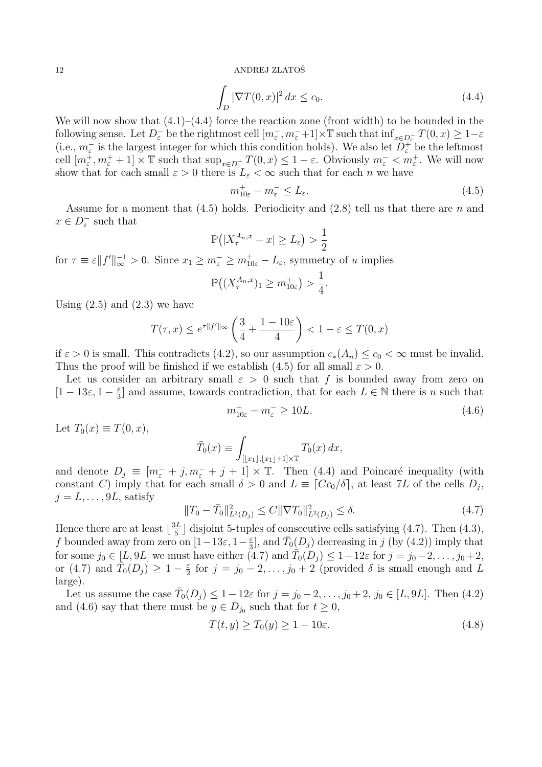$$\int_D |\nabla T(0,x)|^2\,dx \le c_0. \tag{4.4}$$

We will now show that (4.1)–(4.4) force the reaction zone (front width) to be bounded in the following sense. Let $D_\varepsilon^-$ be the rightmost cell $[m_\varepsilon^-, m_\varepsilon^-+1]\times\mathbb{T}$ such that $\inf_{x\in D_\varepsilon^-} T(0,x)\ge 1-\varepsilon$ (i.e., $m_\varepsilon^-$ is the largest integer for which this condition holds). We also let $D_\varepsilon^+$ be the leftmost cell $[m_\varepsilon^+, m_\varepsilon^+ + 1]\times\mathbb{T}$ such that $\sup_{x\in D_\varepsilon^+} T(0,x)\le 1-\varepsilon$. Obviously $m_\varepsilon^- < m_\varepsilon^+$. We will now show that for each small $\varepsilon>0$ there is $L_\varepsilon<\infty$ such that for each $n$ we have

$$m_{10\varepsilon}^+ - m_\varepsilon^- \le L_\varepsilon. \tag{4.5}$$

Assume for a moment that (4.5) holds. Periodicity and (2.8) tell us that there are $n$ and $x\in D_\varepsilon^-$ such that

$$\mathbb{P}\big(|X_\tau^{A_n,x}-x|\ge L_\varepsilon\big) > \frac{1}{2}$$

for $\tau \equiv \varepsilon\|f'\|_\infty^{-1}>0$. Since $x_1\ge m_\varepsilon^-\ge m_{10\varepsilon}^+ - L_\varepsilon$, symmetry of $u$ implies

$$\mathbb{P}\big((X_\tau^{A_n,x})_1 \ge m_{10\varepsilon}^+\big) > \frac{1}{4}.$$

Using (2.5) and (2.3) we have

$$T(\tau,x)\le e^{\tau\|f'\|_\infty}\left(\frac{3}{4}+\frac{1-10\varepsilon}{4}\right) < 1-\varepsilon \le T(0,x)$$

if $\varepsilon>0$ is small. This contradicts (4.2), so our assumption $c_*(A_n)\le c_0<\infty$ must be invalid. Thus the proof will be finished if we establish (4.5) for all small $\varepsilon>0$.

Let us consider an arbitrary small $\varepsilon>0$ such that $f$ is bounded away from zero on $[1-13\varepsilon, 1-\frac{\varepsilon}{3}]$ and assume, towards contradiction, that for each $L\in\mathbb{N}$ there is $n$ such that

$$m_{10\varepsilon}^+ - m_\varepsilon^- \ge 10L. \tag{4.6}$$

Let $T_0(x)\equiv T(0,x)$,

$$\bar T_0(x) \equiv \int_{[\lfloor x_1\rfloor, \lfloor x_1\rfloor+1]\times\mathbb{T}} T_0(x)\,dx,$$

and denote $D_j \equiv [m_\varepsilon^- + j, m_\varepsilon^- + j+1]\times\mathbb{T}$. Then (4.4) and Poincaré inequality (with constant $C$) imply that for each small $\delta>0$ and $L\equiv \lceil Cc_0/\delta\rceil$, at least $7L$ of the cells $D_j$, $j=L,\dots,9L$, satisfy

$$\|T_0-\bar T_0\|_{L^2(D_j)}^2 \le C\|\nabla T_0\|_{L^2(D_j)}^2 \le \delta. \tag{4.7}$$

Hence there are at least $\lfloor \frac{3L}{5}\rfloor$ disjoint 5-tuples of consecutive cells satisfying (4.7). Then (4.3), $f$ bounded away from zero on $[1-13\varepsilon, 1-\frac{\varepsilon}{3}]$, and $\bar T_0(D_j)$ decreasing in $j$ (by (4.2)) imply that for some $j_0\in[L,9L]$ we must have either (4.7) and $\bar T_0(D_j)\le 1-12\varepsilon$ for $j=j_0-2,\dots,j_0+2$, or (4.7) and $\bar T_0(D_j)\ge 1-\frac{\varepsilon}{2}$ for $j=j_0-2,\dots,j_0+2$ (provided $\delta$ is small enough and $L$ large).

Let us assume the case $\bar T_0(D_j)\le 1-12\varepsilon$ for $j=j_0-2,\dots,j_0+2$, $j_0\in[L,9L]$. Then (4.2) and (4.6) say that there must be $y\in D_{j_0}$ such that for $t\ge 0$,

$$T(t,y)\ge T_0(y)\ge 1-10\varepsilon. \tag{4.8}$$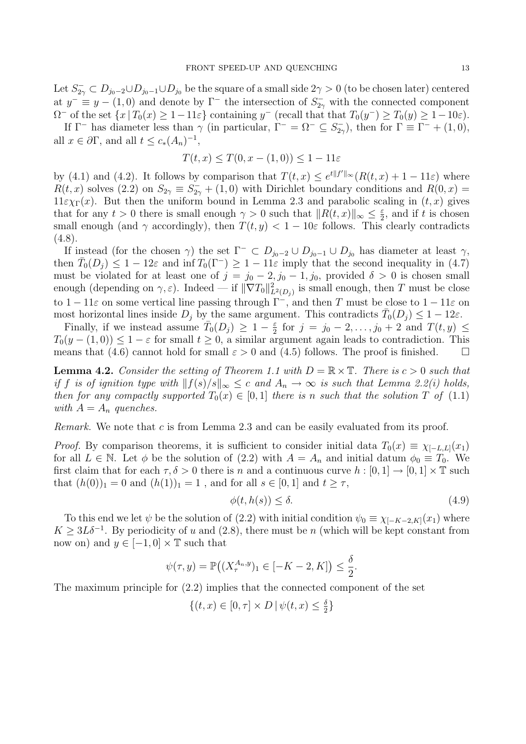Let $S^-_{2\gamma} \subset D_{j_0-2} \cup D_{j_0-1} \cup D_{j_0}$ be the square of a small side $2\gamma > 0$ (to be chosen later) centered at $y^- \equiv y - (1,0)$ and denote by $\Gamma^-$ the intersection of $S^-_{2\gamma}$ with the connected component $\Omega^-$ of the set $\{x \,|\, T_0(x) \geq 1 - 11\varepsilon\}$ containing $y^-$ (recall that that $T_0(y^-) \geq T_0(y) \geq 1 - 10\varepsilon$).

If $\Gamma^-$ has diameter less than $\gamma$ (in particular, $\Gamma^- = \Omega^- \subseteq S^-_{2\gamma}$), then for $\Gamma \equiv \Gamma^- + (1,0)$, all $x \in \partial\Gamma$, and all $t \leq c_*(A_n)^{-1}$,

$$T(t,x) \leq T(0, x - (1,0)) \leq 1 - 11\varepsilon$$

by (4.1) and (4.2). It follows by comparison that $T(t,x) \leq e^{t\|f'\|_\infty}(R(t,x) + 1 - 11\varepsilon)$ where $R(t,x)$ solves (2.2) on $S_{2\gamma} \equiv S^-_{2\gamma} + (1,0)$ with Dirichlet boundary conditions and $R(0,x) = 11\varepsilon\chi_\Gamma(x)$. But then the uniform bound in Lemma 2.3 and parabolic scaling in $(t,x)$ gives that for any $t > 0$ there is small enough $\gamma > 0$ such that $\|R(t,x)\|_\infty \leq \frac{\varepsilon}{2}$, and if $t$ is chosen small enough (and $\gamma$ accordingly), then $T(t,y) < 1 - 10\varepsilon$ follows. This clearly contradicts (4.8).

If instead (for the chosen $\gamma$) the set $\Gamma^- \subset D_{j_0-2} \cup D_{j_0-1} \cup D_{j_0}$ has diameter at least $\gamma$, then $\bar{T}_0(D_j) \leq 1 - 12\varepsilon$ and $\inf T_0(\Gamma^-) \geq 1 - 11\varepsilon$ imply that the second inequality in (4.7) must be violated for at least one of $j = j_0 - 2, j_0 - 1, j_0$, provided $\delta > 0$ is chosen small enough (depending on $\gamma, \varepsilon$). Indeed — if $\|\nabla T_0\|^2_{L^2(D_j)}$ is small enough, then $T$ must be close to $1 - 11\varepsilon$ on some vertical line passing through $\Gamma^-$, and then $T$ must be close to $1 - 11\varepsilon$ on most horizontal lines inside $D_j$ by the same argument. This contradicts $\bar{T}_0(D_j) \leq 1 - 12\varepsilon$.

Finally, if we instead assume $\bar{T}_0(D_j) \geq 1 - \frac{\varepsilon}{2}$ for $j = j_0 - 2, \dots, j_0 + 2$ and $T(t,y) \leq T_0(y - (1,0)) \leq 1 - \varepsilon$ for small $t \geq 0$, a similar argument again leads to contradiction. This means that (4.6) cannot hold for small $\varepsilon > 0$ and (4.5) follows. The proof is finished. $\square$

**Lemma 4.2.** *Consider the setting of Theorem 1.1 with $D = \mathbb{R} \times \mathbb{T}$. There is $c > 0$ such that if $f$ is of ignition type with $\|f(s)/s\|_\infty \leq c$ and $A_n \to \infty$ is such that Lemma 2.2(i) holds, then for any compactly supported $T_0(x) \in [0,1]$ there is $n$ such that the solution $T$ of (1.1) with $A = A_n$ quenches.*

*Remark.* We note that $c$ is from Lemma 2.3 and can be easily evaluated from its proof.

*Proof.* By comparison theorems, it is sufficient to consider initial data $T_0(x) \equiv \chi_{[-L,L]}(x_1)$ for all $L \in \mathbb{N}$. Let $\phi$ be the solution of (2.2) with $A = A_n$ and initial datum $\phi_0 \equiv T_0$. We first claim that for each $\tau, \delta > 0$ there is $n$ and a continuous curve $h : [0,1] \to [0,1] \times \mathbb{T}$ such that $(h(0))_1 = 0$ and $(h(1))_1 = 1$ , and for all $s \in [0,1]$ and $t \geq \tau$,

$$\phi(t, h(s)) \leq \delta. \tag{4.9}$$

To this end we let $\psi$ be the solution of (2.2) with initial condition $\psi_0 \equiv \chi_{[-K-2,K]}(x_1)$ where $K \geq 3L\delta^{-1}$. By periodicity of $u$ and (2.8), there must be $n$ (which will be kept constant from now on) and $y \in [-1,0] \times \mathbb{T}$ such that

$$\psi(\tau, y) = \mathbb{P}\big((X^{A_n,y}_\tau)_1 \in [-K-2, K]\big) \leq \frac{\delta}{2}.$$

The maximum principle for (2.2) implies that the connected component of the set

$$\{(t,x) \in [0,\tau] \times D \,|\, \psi(t,x) \leq \tfrac{\delta}{2}\}$$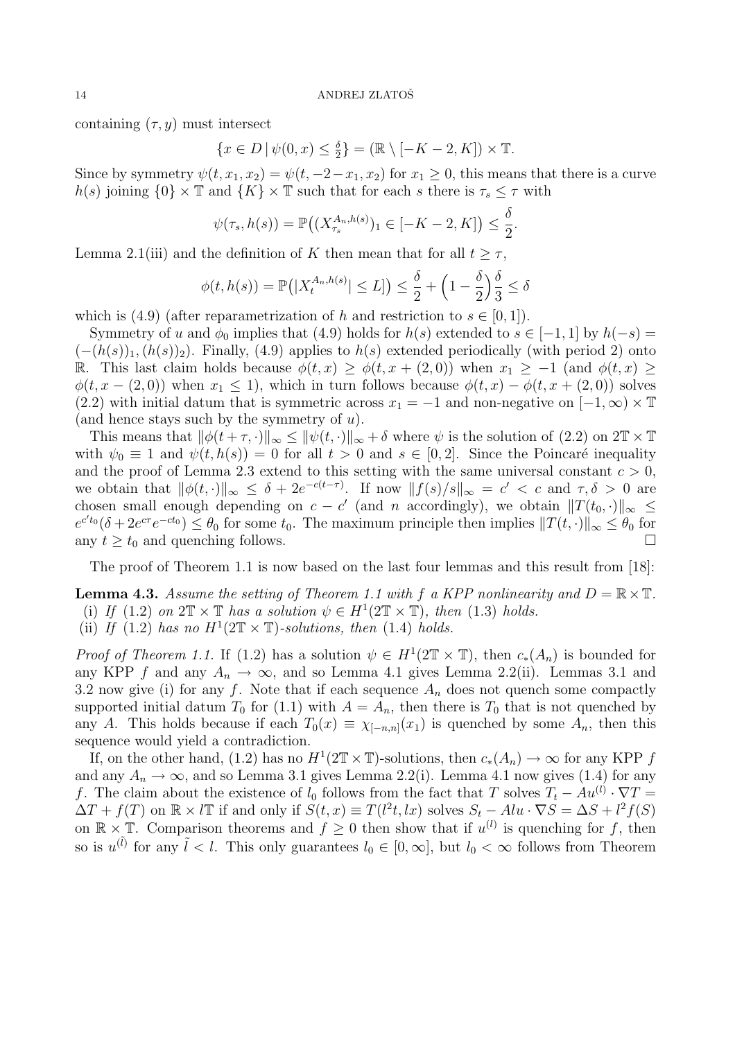containing $(\tau, y)$ must intersect

$$\{x \in D \,|\, \psi(0,x) \le \tfrac{\delta}{2}\} = (\mathbb{R} \setminus [-K-2, K]) \times \mathbb{T}.$$

Since by symmetry $\psi(t, x_1, x_2) = \psi(t, -2-x_1, x_2)$ for $x_1 \ge 0$, this means that there is a curve $h(s)$ joining $\{0\} \times \mathbb{T}$ and $\{K\} \times \mathbb{T}$ such that for each $s$ there is $\tau_s \le \tau$ with

$$\psi(\tau_s, h(s)) = \mathbb{P}\big((X^{A_n, h(s)}_{\tau_s})_1 \in [-K-2, K]\big) \le \frac{\delta}{2}.$$

Lemma 2.1(iii) and the definition of $K$ then mean that for all $t \ge \tau$,

$$\phi(t, h(s)) = \mathbb{P}\big(|X^{A_n, h(s)}_t| \le L]\big) \le \frac{\delta}{2} + \Big(1 - \frac{\delta}{2}\Big)\frac{\delta}{3} \le \delta$$

which is (4.9) (after reparametrization of $h$ and restriction to $s \in [0,1]$).

Symmetry of $u$ and $\phi_0$ implies that (4.9) holds for $h(s)$ extended to $s \in [-1,1]$ by $h(-s) = (-(h(s))_1, (h(s))_2)$. Finally, (4.9) applies to $h(s)$ extended periodically (with period 2) onto $\mathbb{R}$. This last claim holds because $\phi(t,x) \ge \phi(t, x + (2,0))$ when $x_1 \ge -1$ (and $\phi(t,x) \ge \phi(t, x-(2,0))$ when $x_1 \le 1$), which in turn follows because $\phi(t,x) - \phi(t, x+(2,0))$ solves (2.2) with initial datum that is symmetric across $x_1 = -1$ and non-negative on $[-1, \infty) \times \mathbb{T}$ (and hence stays such by the symmetry of $u$).

This means that $\|\phi(t+\tau, \cdot)\|_\infty \le \|\psi(t, \cdot)\|_\infty + \delta$ where $\psi$ is the solution of (2.2) on $2\mathbb{T} \times \mathbb{T}$ with $\psi_0 \equiv 1$ and $\psi(t, h(s)) = 0$ for all $t > 0$ and $s \in [0,2]$. Since the Poincaré inequality and the proof of Lemma 2.3 extend to this setting with the same universal constant $c > 0$, we obtain that $\|\phi(t, \cdot)\|_\infty \le \delta + 2e^{-c(t-\tau)}$. If now $\|f(s)/s\|_\infty = c' < c$ and $\tau, \delta > 0$ are chosen small enough depending on $c - c'$ (and $n$ accordingly), we obtain $\|T(t_0, \cdot)\|_\infty \le e^{c't_0}(\delta + 2e^{c\tau}e^{-ct_0}) \le \theta_0$ for some $t_0$. The maximum principle then implies $\|T(t, \cdot)\|_\infty \le \theta_0$ for any $t \ge t_0$ and quenching follows. $\square$

The proof of Theorem 1.1 is now based on the last four lemmas and this result from [18]:

**Lemma 4.3.** *Assume the setting of Theorem 1.1 with $f$ a KPP nonlinearity and $D = \mathbb{R} \times \mathbb{T}$.*
(i) *If (1.2) on $2\mathbb{T} \times \mathbb{T}$ has a solution $\psi \in H^1(2\mathbb{T} \times \mathbb{T})$, then (1.3) holds.*
(ii) *If (1.2) has no $H^1(2\mathbb{T} \times \mathbb{T})$-solutions, then (1.4) holds.*

*Proof of Theorem 1.1.* If (1.2) has a solution $\psi \in H^1(2\mathbb{T} \times \mathbb{T})$, then $c_*(A_n)$ is bounded for any KPP $f$ and any $A_n \to \infty$, and so Lemma 4.1 gives Lemma 2.2(ii). Lemmas 3.1 and 3.2 now give (i) for any $f$. Note that if each sequence $A_n$ does not quench some compactly supported initial datum $T_0$ for (1.1) with $A = A_n$, then there is $T_0$ that is not quenched by any $A$. This holds because if each $T_0(x) \equiv \chi_{[-n,n]}(x_1)$ is quenched by some $A_n$, then this sequence would yield a contradiction.

If, on the other hand, (1.2) has no $H^1(2\mathbb{T} \times \mathbb{T})$-solutions, then $c_*(A_n) \to \infty$ for any KPP $f$ and any $A_n \to \infty$, and so Lemma 3.1 gives Lemma 2.2(i). Lemma 4.1 now gives (1.4) for any $f$. The claim about the existence of $l_0$ follows from the fact that $T$ solves $T_t - Au^{(l)} \cdot \nabla T = \Delta T + f(T)$ on $\mathbb{R} \times l\mathbb{T}$ if and only if $S(t,x) \equiv T(l^2 t, lx)$ solves $S_t - Alu \cdot \nabla S = \Delta S + l^2 f(S)$ on $\mathbb{R} \times \mathbb{T}$. Comparison theorems and $f \ge 0$ then show that if $u^{(l)}$ is quenching for $f$, then so is $u^{(\tilde{l})}$ for any $\tilde{l} < l$. This only guarantees $l_0 \in [0, \infty]$, but $l_0 < \infty$ follows from Theorem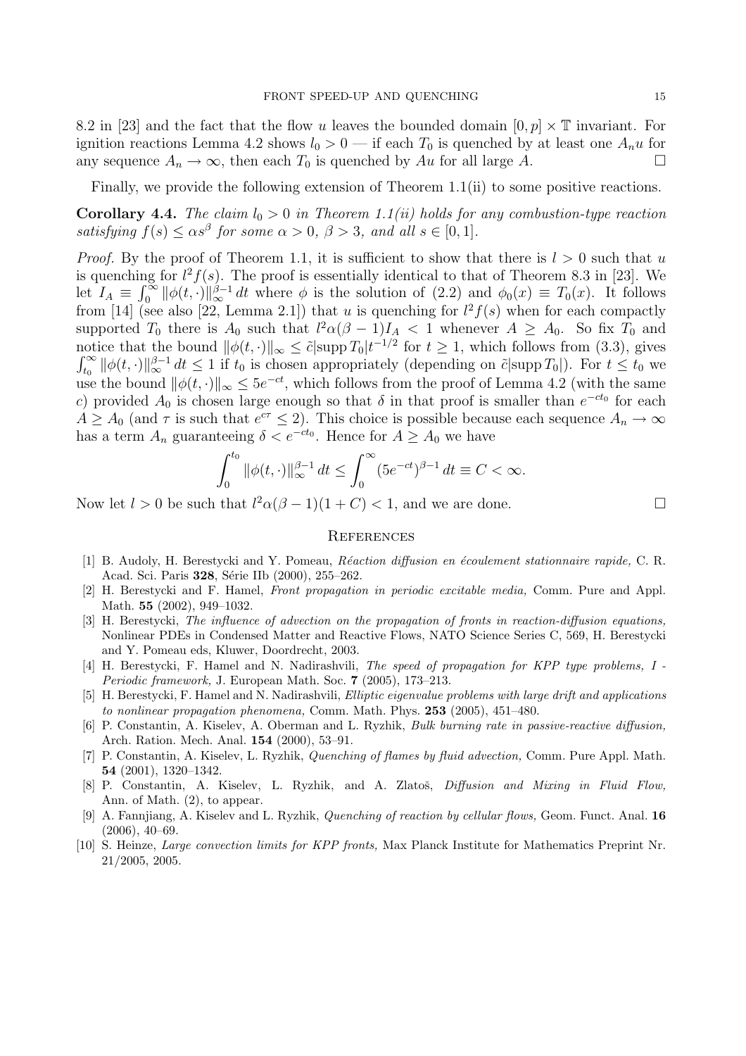8.2 in [23] and the fact that the flow $u$ leaves the bounded domain $[0,p] \times \mathbb{T}$ invariant. For ignition reactions Lemma 4.2 shows $l_0 > 0$ — if each $T_0$ is quenched by at least one $A_n u$ for any sequence $A_n \to \infty$, then each $T_0$ is quenched by $Au$ for all large $A$. □

Finally, we provide the following extension of Theorem 1.1(ii) to some positive reactions.

**Corollary 4.4.** *The claim $l_0 > 0$ in Theorem 1.1(ii) holds for any combustion-type reaction satisfying $f(s) \le \alpha s^\beta$ for some $\alpha > 0$, $\beta > 3$, and all $s \in [0,1]$.*

*Proof.* By the proof of Theorem 1.1, it is sufficient to show that there is $l > 0$ such that $u$ is quenching for $l^2 f(s)$. The proof is essentially identical to that of Theorem 8.3 in [23]. We let $I_A \equiv \int_0^\infty \|\phi(t,\cdot)\|_\infty^{\beta-1}\,dt$ where $\phi$ is the solution of (2.2) and $\phi_0(x) \equiv T_0(x)$. It follows from [14] (see also [22, Lemma 2.1]) that $u$ is quenching for $l^2 f(s)$ when for each compactly supported $T_0$ there is $A_0$ such that $l^2\alpha(\beta-1)I_A < 1$ whenever $A \ge A_0$. So fix $T_0$ and notice that the bound $\|\phi(t,\cdot)\|_\infty \le \tilde{c}|\operatorname{supp} T_0| t^{-1/2}$ for $t \ge 1$, which follows from (3.3), gives $\int_{t_0}^\infty \|\phi(t,\cdot)\|_\infty^{\beta-1}\,dt \le 1$ if $t_0$ is chosen appropriately (depending on $\tilde{c}|\operatorname{supp} T_0|$). For $t \le t_0$ we use the bound $\|\phi(t,\cdot)\|_\infty \le 5e^{-ct}$, which follows from the proof of Lemma 4.2 (with the same $c$) provided $A_0$ is chosen large enough so that $\delta$ in that proof is smaller than $e^{-ct_0}$ for each $A \ge A_0$ (and $\tau$ is such that $e^{c\tau} \le 2$). This choice is possible because each sequence $A_n \to \infty$ has a term $A_n$ guaranteeing $\delta < e^{-ct_0}$. Hence for $A \ge A_0$ we have

$$\int_0^{t_0} \|\phi(t,\cdot)\|_\infty^{\beta-1}\,dt \le \int_0^\infty (5e^{-ct})^{\beta-1}\,dt \equiv C < \infty.$$

Now let $l > 0$ be such that $l^2\alpha(\beta-1)(1+C) < 1$, and we are done. □

## References

[1] B. Audoly, H. Berestycki and Y. Pomeau, *Réaction diffusion en écoulement stationnaire rapide,* C. R. Acad. Sci. Paris **328**, Série IIb (2000), 255–262.

[2] H. Berestycki and F. Hamel, *Front propagation in periodic excitable media,* Comm. Pure and Appl. Math. **55** (2002), 949–1032.

[3] H. Berestycki, *The influence of advection on the propagation of fronts in reaction-diffusion equations,* Nonlinear PDEs in Condensed Matter and Reactive Flows, NATO Science Series C, 569, H. Berestycki and Y. Pomeau eds, Kluwer, Doordrecht, 2003.

[4] H. Berestycki, F. Hamel and N. Nadirashvili, *The speed of propagation for KPP type problems, I - Periodic framework,* J. European Math. Soc. **7** (2005), 173–213.

[5] H. Berestycki, F. Hamel and N. Nadirashvili, *Elliptic eigenvalue problems with large drift and applications to nonlinear propagation phenomena,* Comm. Math. Phys. **253** (2005), 451–480.

[6] P. Constantin, A. Kiselev, A. Oberman and L. Ryzhik, *Bulk burning rate in passive-reactive diffusion,* Arch. Ration. Mech. Anal. **154** (2000), 53–91.

[7] P. Constantin, A. Kiselev, L. Ryzhik, *Quenching of flames by fluid advection,* Comm. Pure Appl. Math. **54** (2001), 1320–1342.

[8] P. Constantin, A. Kiselev, L. Ryzhik, and A. Zlatoš, *Diffusion and Mixing in Fluid Flow,* Ann. of Math. (2), to appear.

[9] A. Fannjiang, A. Kiselev and L. Ryzhik, *Quenching of reaction by cellular flows,* Geom. Funct. Anal. **16** (2006), 40–69.

[10] S. Heinze, *Large convection limits for KPP fronts,* Max Planck Institute for Mathematics Preprint Nr. 21/2005, 2005.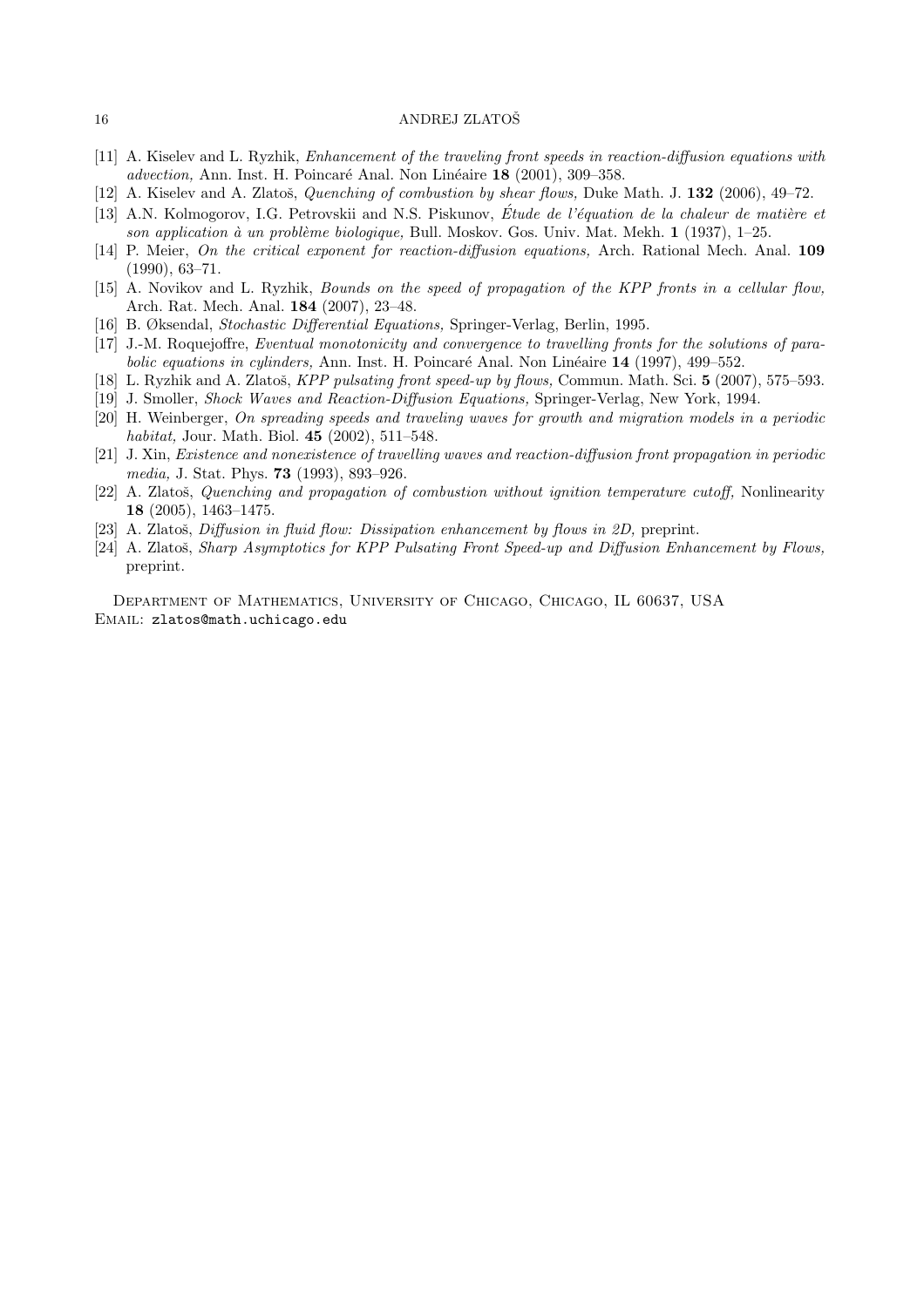[11] A. Kiselev and L. Ryzhik, *Enhancement of the traveling front speeds in reaction-diffusion equations with advection,* Ann. Inst. H. Poincaré Anal. Non Linéaire **18** (2001), 309–358.

[12] A. Kiselev and A. Zlatoš, *Quenching of combustion by shear flows,* Duke Math. J. **132** (2006), 49–72.

[13] A.N. Kolmogorov, I.G. Petrovskii and N.S. Piskunov, *Étude de l'équation de la chaleur de matière et son application à un problème biologique,* Bull. Moskov. Gos. Univ. Mat. Mekh. **1** (1937), 1–25.

[14] P. Meier, *On the critical exponent for reaction-diffusion equations,* Arch. Rational Mech. Anal. **109** (1990), 63–71.

[15] A. Novikov and L. Ryzhik, *Bounds on the speed of propagation of the KPP fronts in a cellular flow,* Arch. Rat. Mech. Anal. **184** (2007), 23–48.

[16] B. Øksendal, *Stochastic Differential Equations,* Springer-Verlag, Berlin, 1995.

[17] J.-M. Roquejoffre, *Eventual monotonicity and convergence to travelling fronts for the solutions of parabolic equations in cylinders,* Ann. Inst. H. Poincaré Anal. Non Linéaire **14** (1997), 499–552.

[18] L. Ryzhik and A. Zlatoš, *KPP pulsating front speed-up by flows,* Commun. Math. Sci. **5** (2007), 575–593.

[19] J. Smoller, *Shock Waves and Reaction-Diffusion Equations,* Springer-Verlag, New York, 1994.

[20] H. Weinberger, *On spreading speeds and traveling waves for growth and migration models in a periodic habitat,* Jour. Math. Biol. **45** (2002), 511–548.

[21] J. Xin, *Existence and nonexistence of travelling waves and reaction-diffusion front propagation in periodic media,* J. Stat. Phys. **73** (1993), 893–926.

[22] A. Zlatoš, *Quenching and propagation of combustion without ignition temperature cutoff,* Nonlinearity **18** (2005), 1463–1475.

[23] A. Zlatoš, *Diffusion in fluid flow: Dissipation enhancement by flows in 2D,* preprint.

[24] A. Zlatoš, *Sharp Asymptotics for KPP Pulsating Front Speed-up and Diffusion Enhancement by Flows,* preprint.

Department of Mathematics, University of Chicago, Chicago, IL 60637, USA
Email: zlatos@math.uchicago.edu